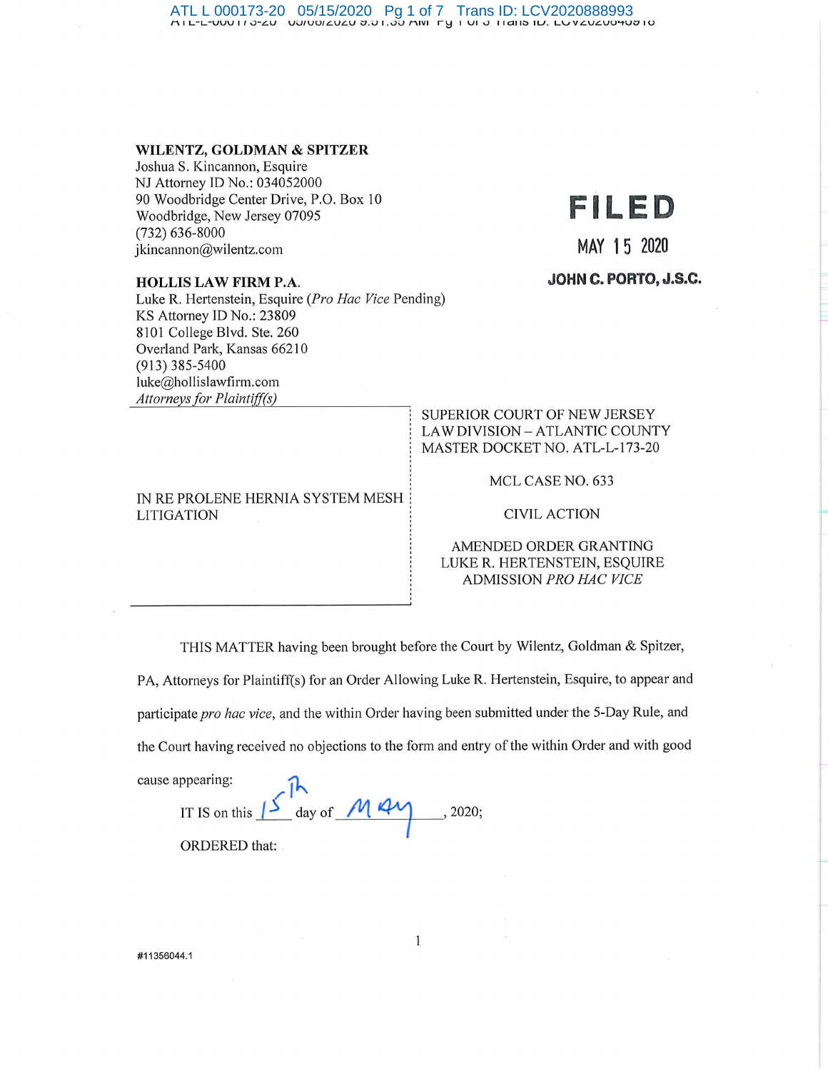**WILENTZ, GOLDMAN & SPITZER**
Joshua S. Kincannon, Esquire
NJ Attorney ID No.: 034052000
90 Woodbridge Center Drive, P.O. Box 10
Woodbridge, New Jersey 07095
(732) 636-8000
jkincannon@wilentz.com

**HOLLIS LAW FIRM P.A.**
Luke R. Hertenstein, Esquire (*Pro Hac Vice* Pending)
KS Attorney ID No.: 23809
8101 College Blvd. Ste. 260
Overland Park, Kansas 66210
(913) 385-5400
luke@hollislawfirm.com
*Attorneys for Plaintiff(s)*

**FILED**
**MAY 15 2020**
**JOHN C. PORTO, J.S.C.**

| | |
|---|---|
| IN RE PROLENE HERNIA SYSTEM MESH LITIGATION | SUPERIOR COURT OF NEW JERSEY<br>LAW DIVISION – ATLANTIC COUNTY<br>MASTER DOCKET NO. ATL-L-173-20<br><br>MCL CASE NO. 633<br><br>CIVIL ACTION<br><br>AMENDED ORDER GRANTING LUKE R. HERTENSTEIN, ESQUIRE ADMISSION *PRO HAC VICE* |

THIS MATTER having been brought before the Court by Wilentz, Goldman & Spitzer, PA, Attorneys for Plaintiff(s) for an Order Allowing Luke R. Hertenstein, Esquire, to appear and participate *pro hac vice*, and the within Order having been submitted under the 5-Day Rule, and the Court having received no objections to the form and entry of the within Order and with good cause appearing:

IT IS on this 15th day of May, 2020;

ORDERED that:

#11356044.1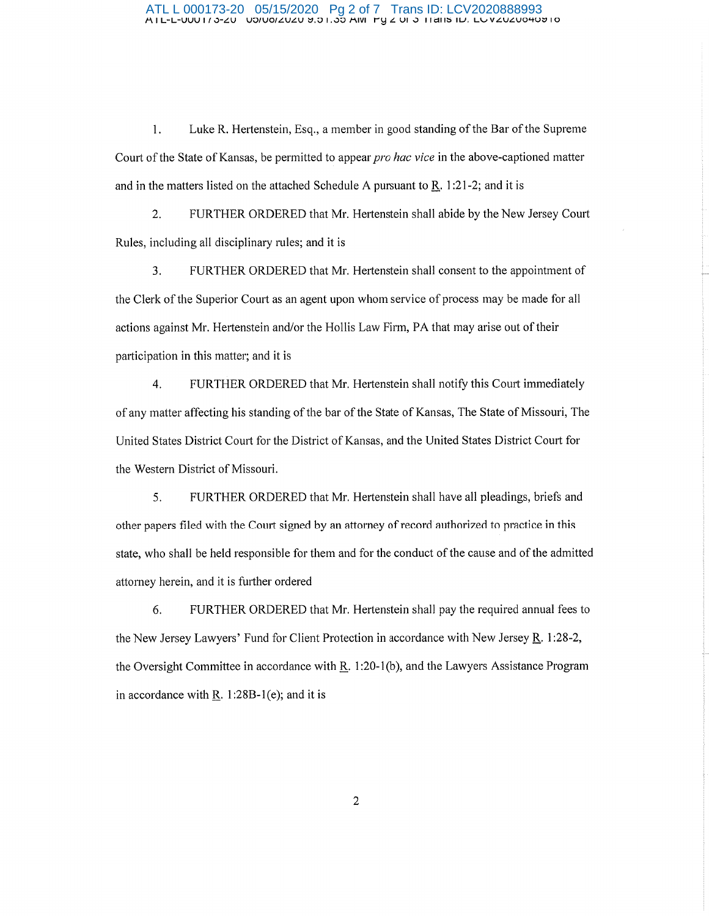1. Luke R. Hertenstein, Esq., a member in good standing of the Bar of the Supreme Court of the State of Kansas, be permitted to appear *pro hac vice* in the above-captioned matter and in the matters listed on the attached Schedule A pursuant to R. 1:21-2; and it is

2. FURTHER ORDERED that Mr. Hertenstein shall abide by the New Jersey Court Rules, including all disciplinary rules; and it is

3. FURTHER ORDERED that Mr. Hertenstein shall consent to the appointment of the Clerk of the Superior Court as an agent upon whom service of process may be made for all actions against Mr. Hertenstein and/or the Hollis Law Firm, PA that may arise out of their participation in this matter; and it is

4. FURTHER ORDERED that Mr. Hertenstein shall notify this Court immediately of any matter affecting his standing of the bar of the State of Kansas, The State of Missouri, The United States District Court for the District of Kansas, and the United States District Court for the Western District of Missouri.

5. FURTHER ORDERED that Mr. Hertenstein shall have all pleadings, briefs and other papers filed with the Court signed by an attorney of record authorized to practice in this state, who shall be held responsible for them and for the conduct of the cause and of the admitted attorney herein, and it is further ordered

6. FURTHER ORDERED that Mr. Hertenstein shall pay the required annual fees to the New Jersey Lawyers' Fund for Client Protection in accordance with New Jersey R. 1:28-2, the Oversight Committee in accordance with R. 1:20-1(b), and the Lawyers Assistance Program in accordance with R. 1:28B-1(e); and it is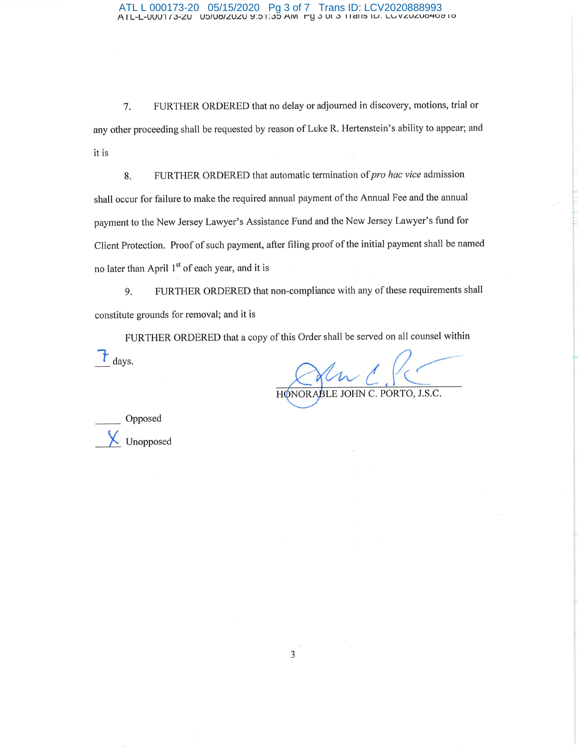7. FURTHER ORDERED that no delay or adjourned in discovery, motions, trial or any other proceeding shall be requested by reason of Luke R. Hertenstein's ability to appear; and it is

8. FURTHER ORDERED that automatic termination of *pro hac vice* admission shall occur for failure to make the required annual payment of the Annual Fee and the annual payment to the New Jersey Lawyer's Assistance Fund and the New Jersey Lawyer's fund for Client Protection. Proof of such payment, after filing proof of the initial payment shall be named no later than April 1st of each year, and it is

9. FURTHER ORDERED that non-compliance with any of these requirements shall constitute grounds for removal; and it is

FURTHER ORDERED that a copy of this Order shall be served on all counsel within 7 days.

HONORABLE JOHN C. PORTO, J.S.C.

_____ Opposed

X Unopposed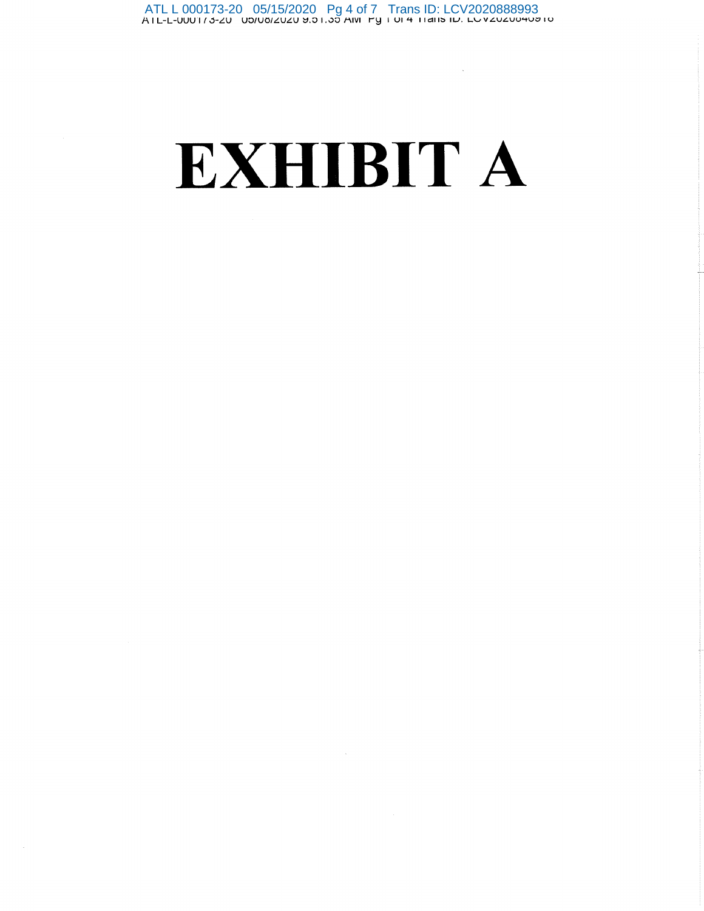# EXHIBIT A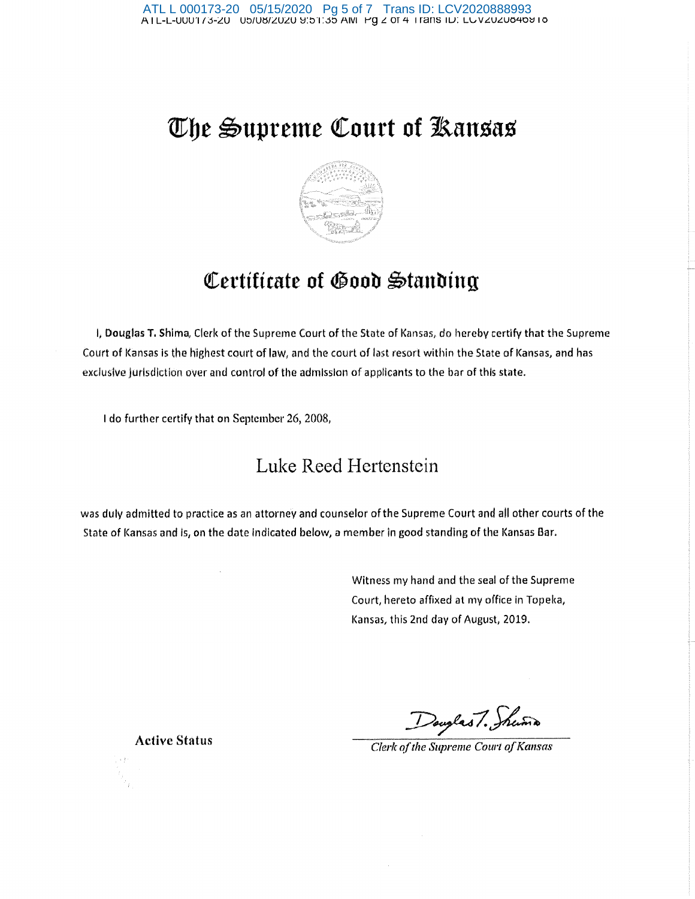# The Supreme Court of Kansas

## Certificate of Good Standing

I, **Douglas T. Shima**, Clerk of the Supreme Court of the State of Kansas, do hereby certify that the Supreme Court of Kansas is the highest court of law, and the court of last resort within the State of Kansas, and has exclusive jurisdiction over and control of the admission of applicants to the bar of this state.

I do further certify that on September 26, 2008,

### Luke Reed Hertenstein

was duly admitted to practice as an attorney and counselor of the Supreme Court and all other courts of the State of Kansas and is, on the date indicated below, a member in good standing of the Kansas Bar.

Witness my hand and the seal of the Supreme Court, hereto affixed at my office in Topeka, Kansas, this 2nd day of August, 2019.

**Active Status**

Douglas T. Shima

*Clerk of the Supreme Court of Kansas*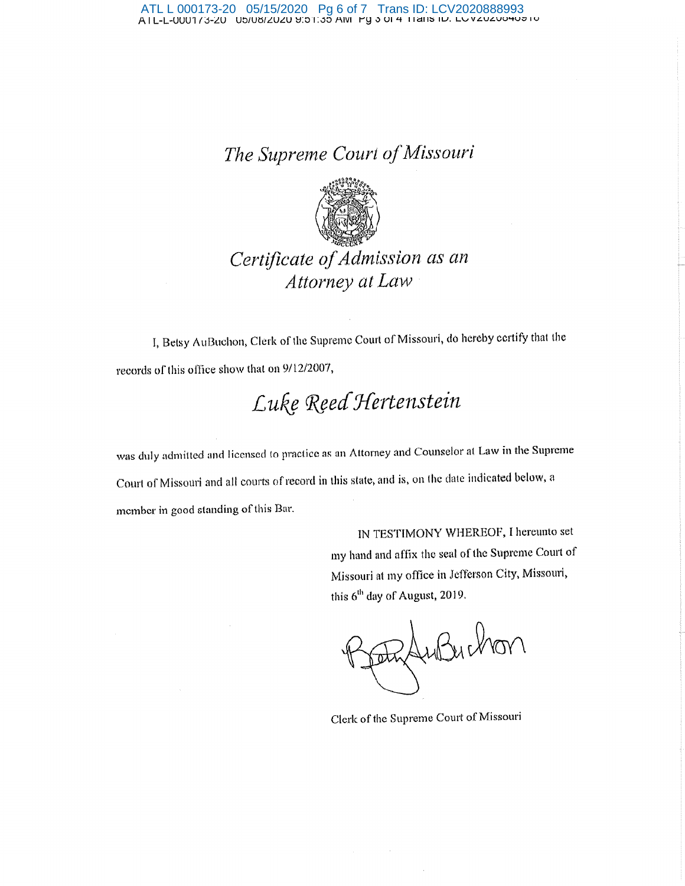# *The Supreme Court of Missouri*

## *Certificate of Admission as an Attorney at Law*

I, Betsy AuBuchon, Clerk of the Supreme Court of Missouri, do hereby certify that the records of this office show that on 9/12/2007,

*Luke Reed Hertenstein*

was duly admitted and licensed to practice as an Attorney and Counselor at Law in the Supreme Court of Missouri and all courts of record in this state, and is, on the date indicated below, a member in good standing of this Bar.

IN TESTIMONY WHEREOF, I hereunto set my hand and affix the seal of the Supreme Court of Missouri at my office in Jefferson City, Missouri, this 6th day of August, 2019.

Betsy AuBuchon

Clerk of the Supreme Court of Missouri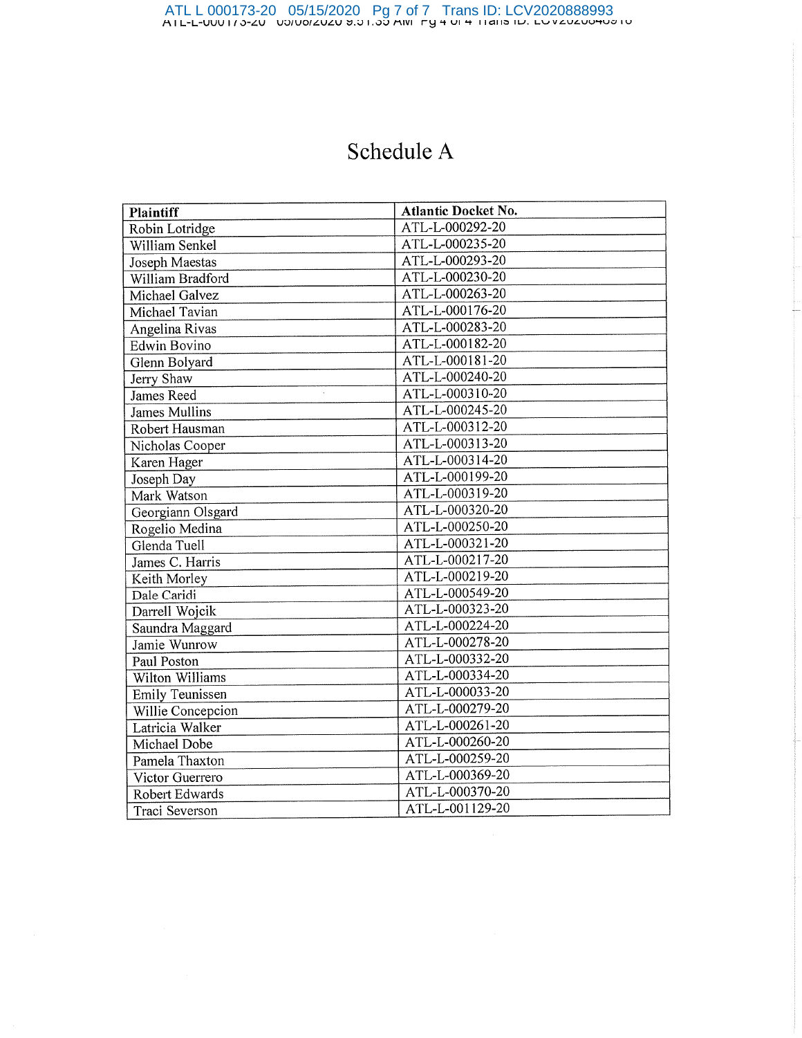# Schedule A

| Plaintiff | Atlantic Docket No. |
|---|---|
| Robin Lotridge | ATL-L-000292-20 |
| William Senkel | ATL-L-000235-20 |
| Joseph Maestas | ATL-L-000293-20 |
| William Bradford | ATL-L-000230-20 |
| Michael Galvez | ATL-L-000263-20 |
| Michael Tavian | ATL-L-000176-20 |
| Angelina Rivas | ATL-L-000283-20 |
| Edwin Bovino | ATL-L-000182-20 |
| Glenn Bolyard | ATL-L-000181-20 |
| Jerry Shaw | ATL-L-000240-20 |
| James Reed | ATL-L-000310-20 |
| James Mullins | ATL-L-000245-20 |
| Robert Hausman | ATL-L-000312-20 |
| Nicholas Cooper | ATL-L-000313-20 |
| Karen Hager | ATL-L-000314-20 |
| Joseph Day | ATL-L-000199-20 |
| Mark Watson | ATL-L-000319-20 |
| Georgiann Olsgard | ATL-L-000320-20 |
| Rogelio Medina | ATL-L-000250-20 |
| Glenda Tuell | ATL-L-000321-20 |
| James C. Harris | ATL-L-000217-20 |
| Keith Morley | ATL-L-000219-20 |
| Dale Caridi | ATL-L-000549-20 |
| Darrell Wojcik | ATL-L-000323-20 |
| Saundra Maggard | ATL-L-000224-20 |
| Jamie Wunrow | ATL-L-000278-20 |
| Paul Poston | ATL-L-000332-20 |
| Wilton Williams | ATL-L-000334-20 |
| Emily Teunissen | ATL-L-000033-20 |
| Willie Concepcion | ATL-L-000279-20 |
| Latricia Walker | ATL-L-000261-20 |
| Michael Dobe | ATL-L-000260-20 |
| Pamela Thaxton | ATL-L-000259-20 |
| Victor Guerrero | ATL-L-000369-20 |
| Robert Edwards | ATL-L-000370-20 |
| Traci Severson | ATL-L-001129-20 |